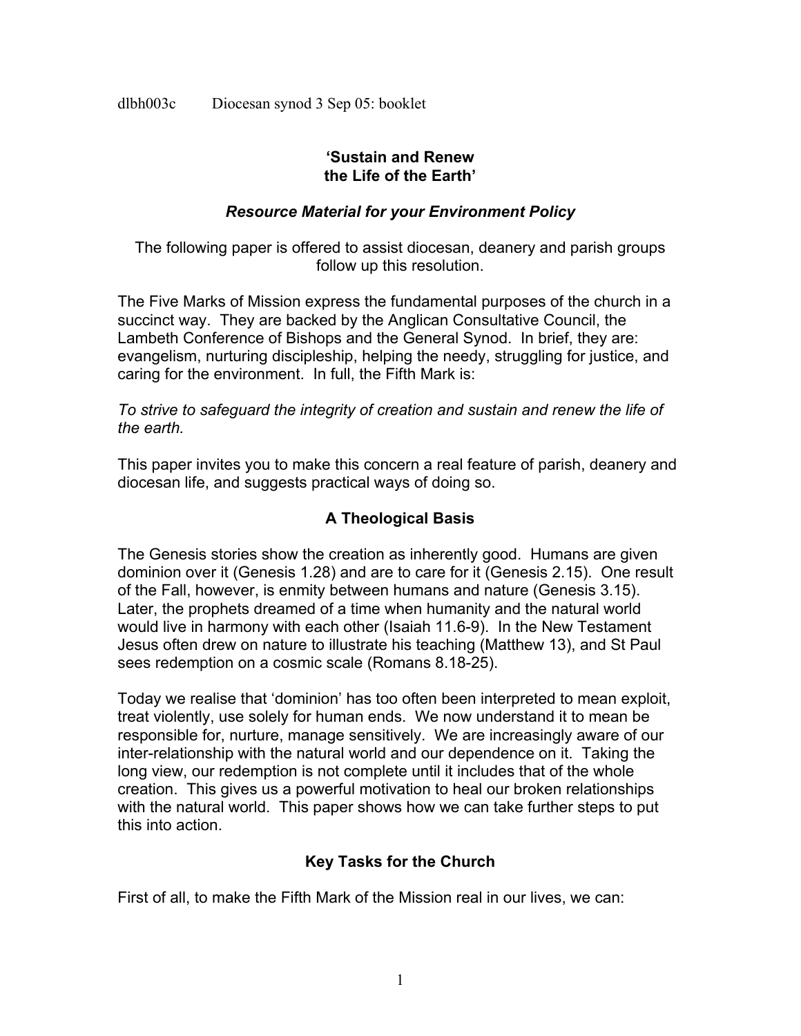dlbh003c Diocesan synod 3 Sep 05: booklet

# 'Sustain and Renew the Life of the Earth'

### *Resource Material for your Environment Policy*

The following paper is offered to assist diocesan, deanery and parish groups follow up this resolution.

The Five Marks of Mission express the fundamental purposes of the church in a succinct way. They are backed by the Anglican Consultative Council, the Lambeth Conference of Bishops and the General Synod. In brief, they are: evangelism, nurturing discipleship, helping the needy, struggling for justice, and caring for the environment. In full, the Fifth Mark is:

*To strive to safeguard the integrity of creation and sustain and renew the life of the earth.*

This paper invites you to make this concern a real feature of parish, deanery and diocesan life, and suggests practical ways of doing so.

## A Theological Basis

The Genesis stories show the creation as inherently good. Humans are given dominion over it (Genesis 1.28) and are to care for it (Genesis 2.15). One result of the Fall, however, is enmity between humans and nature (Genesis 3.15). Later, the prophets dreamed of a time when humanity and the natural world would live in harmony with each other (Isaiah 11.6-9). In the New Testament Jesus often drew on nature to illustrate his teaching (Matthew 13), and St Paul sees redemption on a cosmic scale (Romans 8.18-25).

Today we realise that 'dominion' has too often been interpreted to mean exploit, treat violently, use solely for human ends. We now understand it to mean be responsible for, nurture, manage sensitively. We are increasingly aware of our inter-relationship with the natural world and our dependence on it. Taking the long view, our redemption is not complete until it includes that of the whole creation. This gives us a powerful motivation to heal our broken relationships with the natural world. This paper shows how we can take further steps to put this into action.

## Key Tasks for the Church

First of all, to make the Fifth Mark of the Mission real in our lives, we can: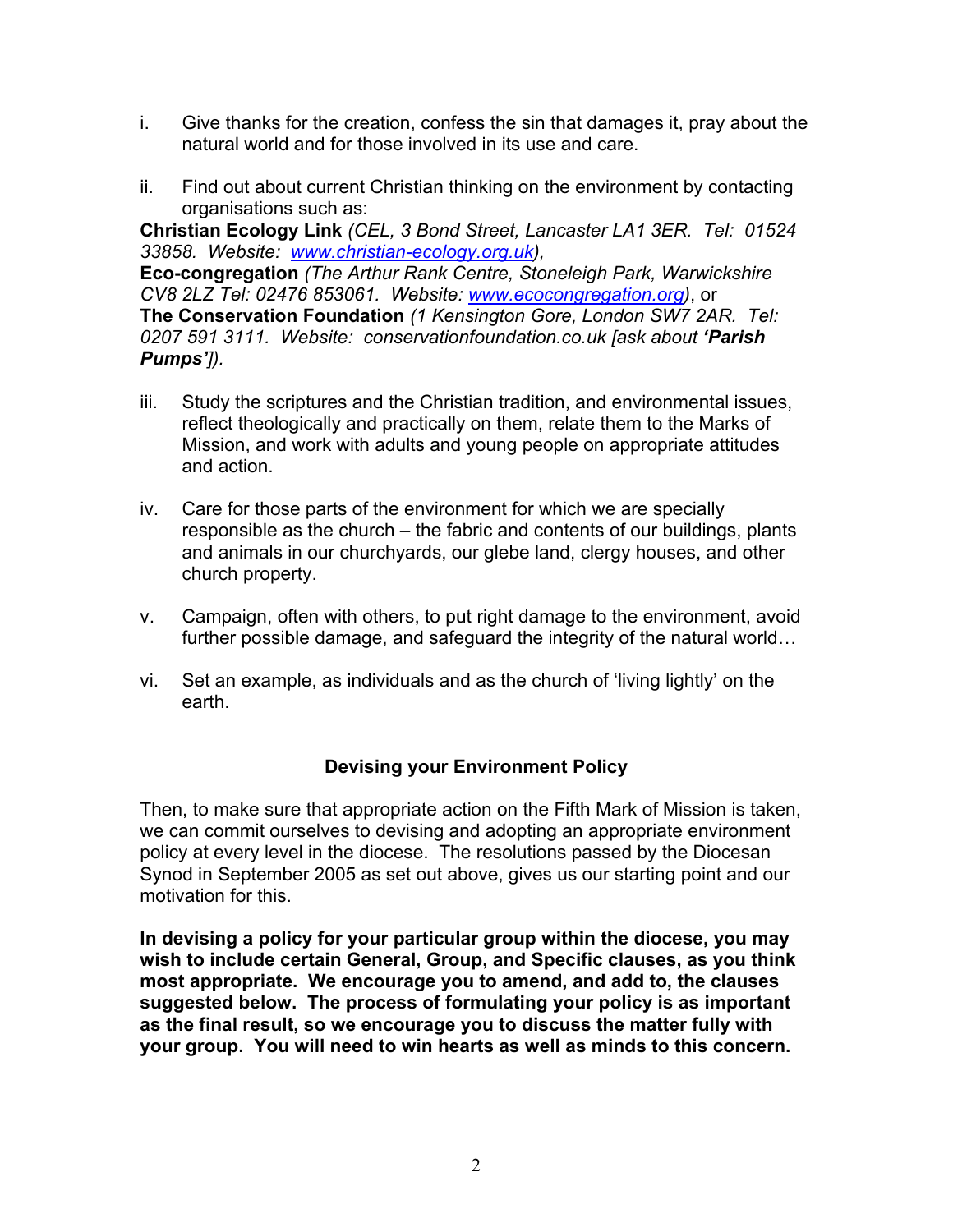i. Give thanks for the creation, confess the sin that damages it, pray about the natural world and for those involved in its use and care.

ii. Find out about current Christian thinking on the environment by contacting organisations such as:

**Christian Ecology Link** *(CEL, 3 Bond Street, Lancaster LA1 3ER. Tel: 01524 33858. Website: [www.christian-ecology.org.uk](http://www.christian-ecology.org.uk)),*
**Eco-congregation** *(The Arthur Rank Centre, Stoneleigh Park, Warwickshire CV8 2LZ Tel: 02476 853061. Website: [www.ecocongregation.org](http://www.ecocongregation.org))*, or
**The Conservation Foundation** *(1 Kensington Gore, London SW7 2AR. Tel: 0207 591 3111. Website: conservationfoundation.co.uk [ask about **'Parish Pumps'**]).*

iii. Study the scriptures and the Christian tradition, and environmental issues, reflect theologically and practically on them, relate them to the Marks of Mission, and work with adults and young people on appropriate attitudes and action.

iv. Care for those parts of the environment for which we are specially responsible as the church – the fabric and contents of our buildings, plants and animals in our churchyards, our glebe land, clergy houses, and other church property.

v. Campaign, often with others, to put right damage to the environment, avoid further possible damage, and safeguard the integrity of the natural world…

vi. Set an example, as individuals and as the church of 'living lightly' on the earth.

## Devising your Environment Policy

Then, to make sure that appropriate action on the Fifth Mark of Mission is taken, we can commit ourselves to devising and adopting an appropriate environment policy at every level in the diocese. The resolutions passed by the Diocesan Synod in September 2005 as set out above, gives us our starting point and our motivation for this.

**In devising a policy for your particular group within the diocese, you may wish to include certain General, Group, and Specific clauses, as you think most appropriate. We encourage you to amend, and add to, the clauses suggested below. The process of formulating your policy is as important as the final result, so we encourage you to discuss the matter fully with your group. You will need to win hearts as well as minds to this concern.**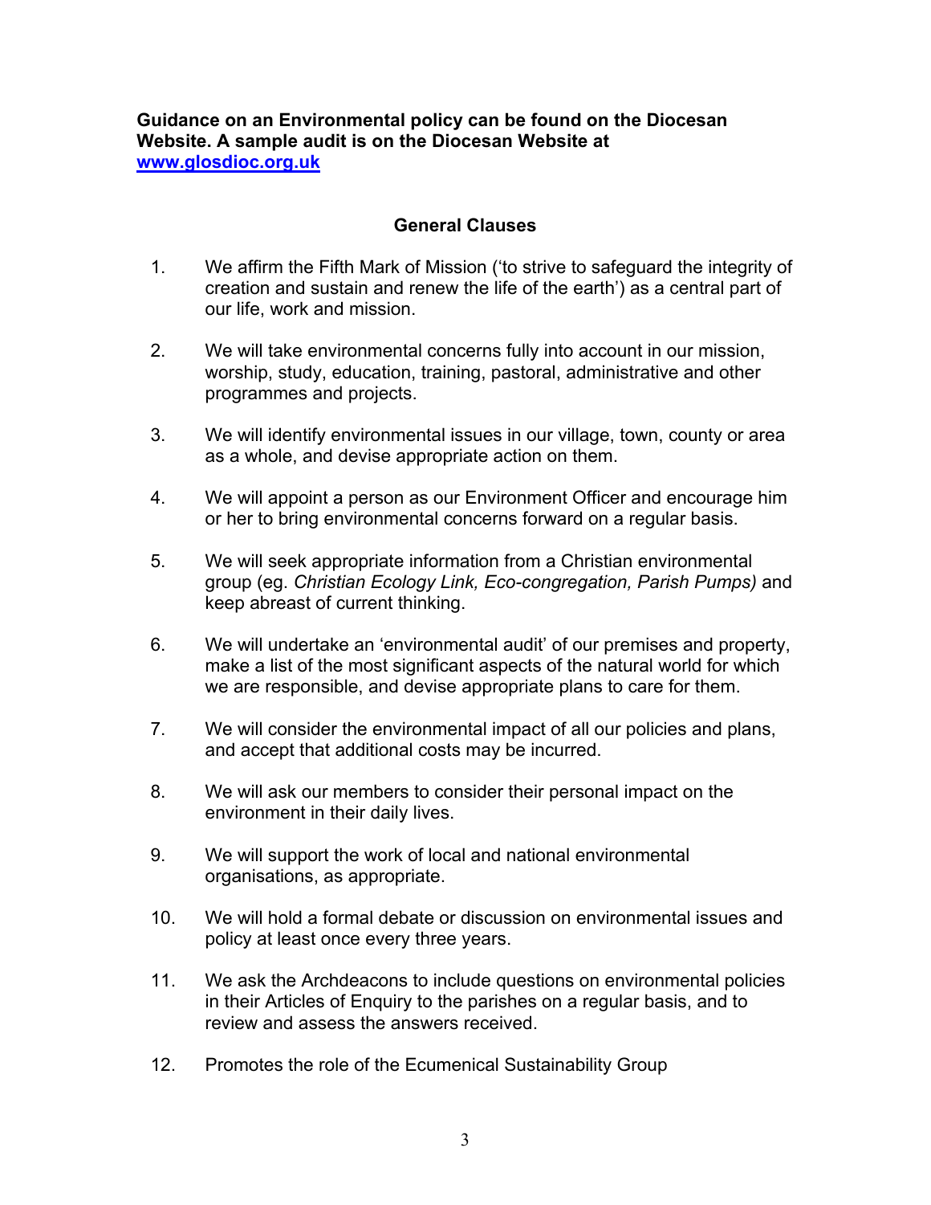**Guidance on an Environmental policy can be found on the Diocesan Website. A sample audit is on the Diocesan Website at [www.glosdioc.org.uk](http://www.glosdioc.org.uk)**

## General Clauses

1. We affirm the Fifth Mark of Mission ('to strive to safeguard the integrity of creation and sustain and renew the life of the earth') as a central part of our life, work and mission.

2. We will take environmental concerns fully into account in our mission, worship, study, education, training, pastoral, administrative and other programmes and projects.

3. We will identify environmental issues in our village, town, county or area as a whole, and devise appropriate action on them.

4. We will appoint a person as our Environment Officer and encourage him or her to bring environmental concerns forward on a regular basis.

5. We will seek appropriate information from a Christian environmental group (eg. *Christian Ecology Link, Eco-congregation, Parish Pumps)* and keep abreast of current thinking.

6. We will undertake an 'environmental audit' of our premises and property, make a list of the most significant aspects of the natural world for which we are responsible, and devise appropriate plans to care for them.

7. We will consider the environmental impact of all our policies and plans, and accept that additional costs may be incurred.

8. We will ask our members to consider their personal impact on the environment in their daily lives.

9. We will support the work of local and national environmental organisations, as appropriate.

10. We will hold a formal debate or discussion on environmental issues and policy at least once every three years.

11. We ask the Archdeacons to include questions on environmental policies in their Articles of Enquiry to the parishes on a regular basis, and to review and assess the answers received.

12. Promotes the role of the Ecumenical Sustainability Group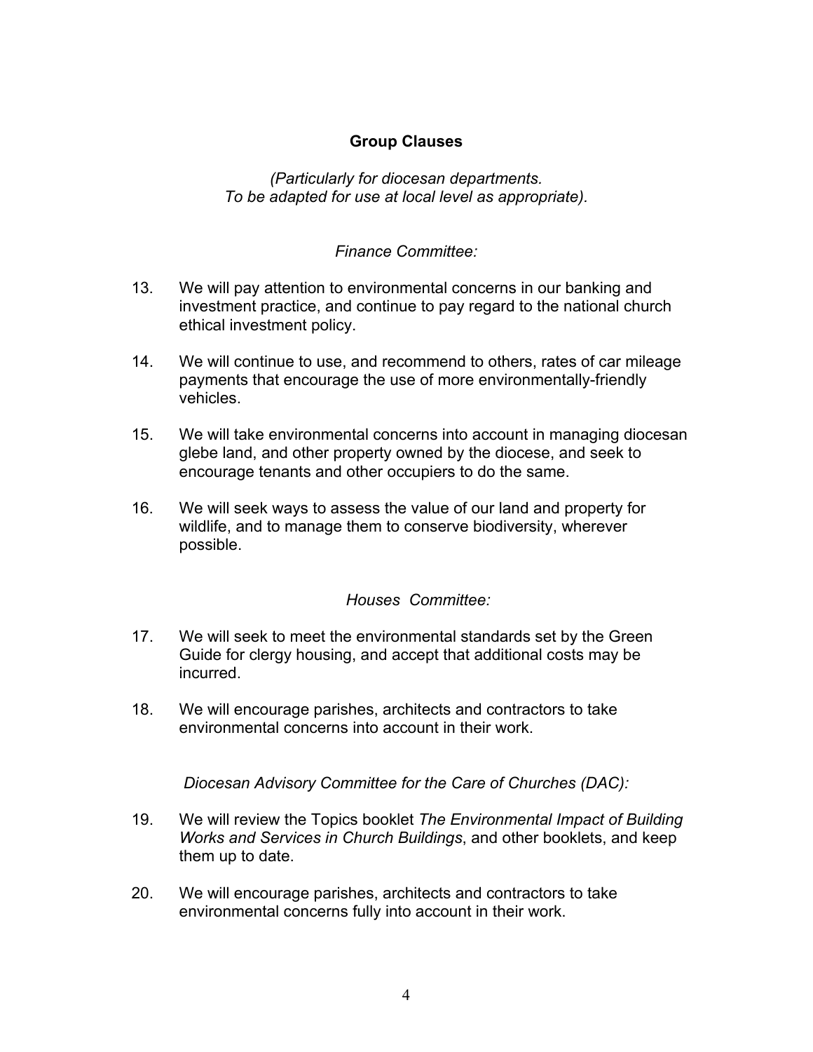## Group Clauses

*(Particularly for diocesan departments.*
*To be adapted for use at local level as appropriate).*

*Finance Committee:*

13. We will pay attention to environmental concerns in our banking and investment practice, and continue to pay regard to the national church ethical investment policy.

14. We will continue to use, and recommend to others, rates of car mileage payments that encourage the use of more environmentally-friendly vehicles.

15. We will take environmental concerns into account in managing diocesan glebe land, and other property owned by the diocese, and seek to encourage tenants and other occupiers to do the same.

16. We will seek ways to assess the value of our land and property for wildlife, and to manage them to conserve biodiversity, wherever possible.

*Houses Committee:*

17. We will seek to meet the environmental standards set by the Green Guide for clergy housing, and accept that additional costs may be incurred.

18. We will encourage parishes, architects and contractors to take environmental concerns into account in their work.

*Diocesan Advisory Committee for the Care of Churches (DAC):*

19. We will review the Topics booklet *The Environmental Impact of Building Works and Services in Church Buildings*, and other booklets, and keep them up to date.

20. We will encourage parishes, architects and contractors to take environmental concerns fully into account in their work.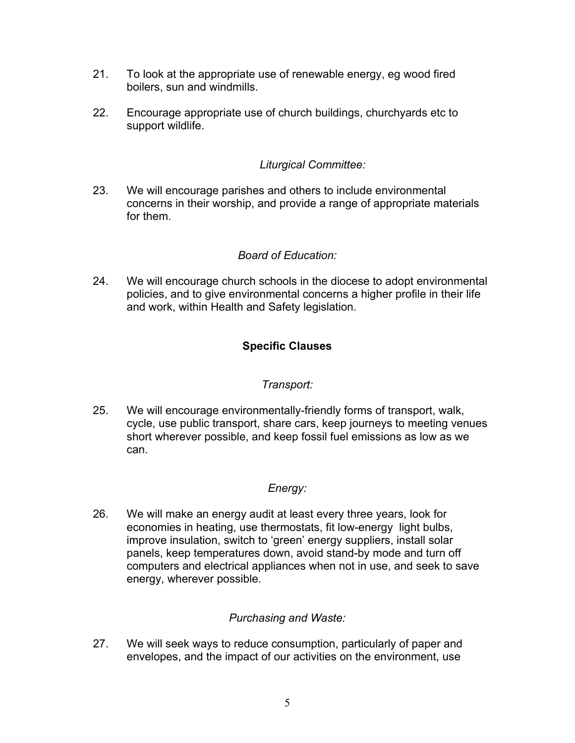21. To look at the appropriate use of renewable energy, eg wood fired boilers, sun and windmills.

22. Encourage appropriate use of church buildings, churchyards etc to support wildlife.

*Liturgical Committee:*

23. We will encourage parishes and others to include environmental concerns in their worship, and provide a range of appropriate materials for them.

*Board of Education:*

24. We will encourage church schools in the diocese to adopt environmental policies, and to give environmental concerns a higher profile in their life and work, within Health and Safety legislation.

**Specific Clauses**

*Transport:*

25. We will encourage environmentally-friendly forms of transport, walk, cycle, use public transport, share cars, keep journeys to meeting venues short wherever possible, and keep fossil fuel emissions as low as we can.

*Energy:*

26. We will make an energy audit at least every three years, look for economies in heating, use thermostats, fit low-energy light bulbs, improve insulation, switch to 'green' energy suppliers, install solar panels, keep temperatures down, avoid stand-by mode and turn off computers and electrical appliances when not in use, and seek to save energy, wherever possible.

*Purchasing and Waste:*

27. We will seek ways to reduce consumption, particularly of paper and envelopes, and the impact of our activities on the environment, use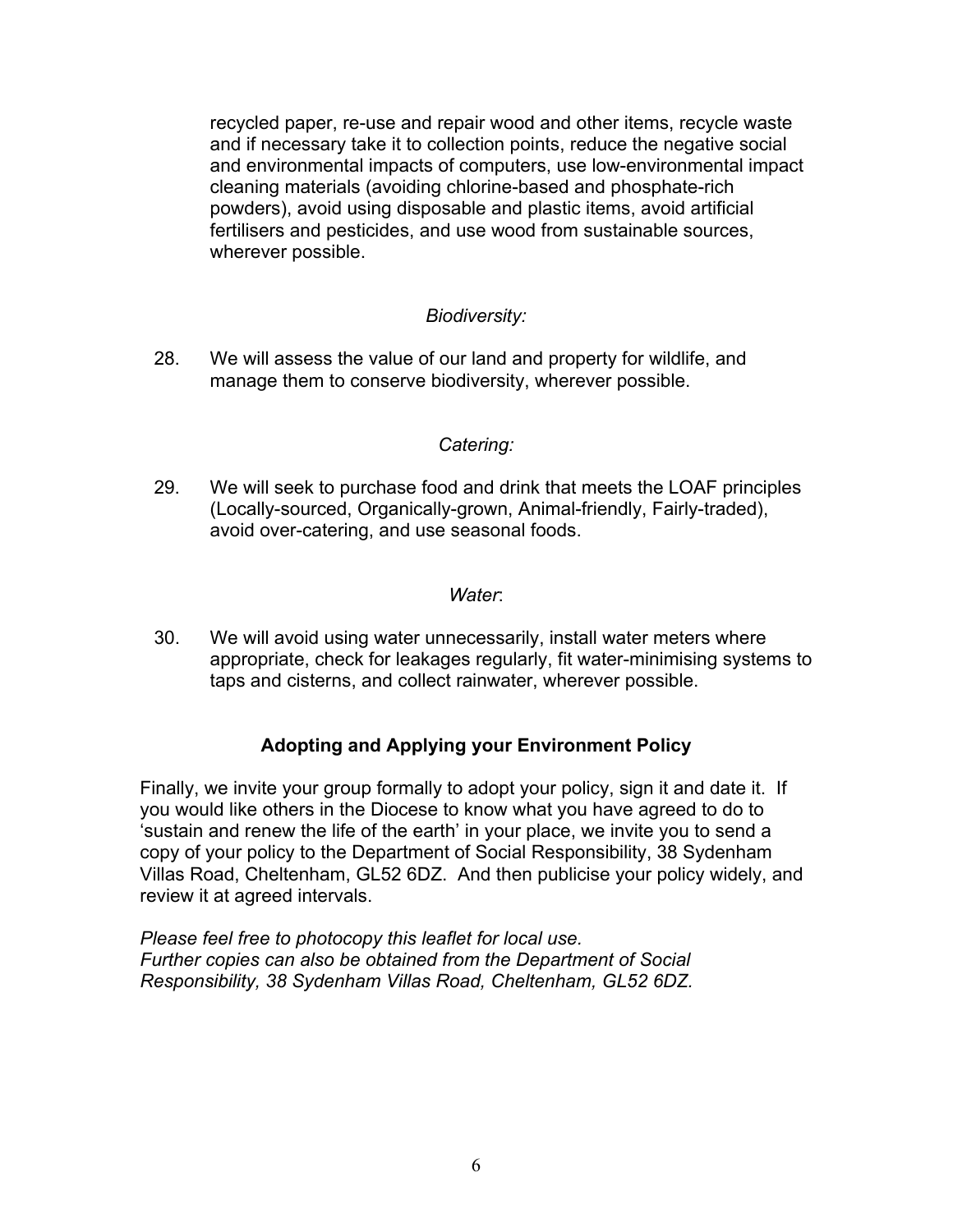recycled paper, re-use and repair wood and other items, recycle waste and if necessary take it to collection points, reduce the negative social and environmental impacts of computers, use low-environmental impact cleaning materials (avoiding chlorine-based and phosphate-rich powders), avoid using disposable and plastic items, avoid artificial fertilisers and pesticides, and use wood from sustainable sources, wherever possible.

*Biodiversity:*

28. We will assess the value of our land and property for wildlife, and manage them to conserve biodiversity, wherever possible.

*Catering:*

29. We will seek to purchase food and drink that meets the LOAF principles (Locally-sourced, Organically-grown, Animal-friendly, Fairly-traded), avoid over-catering, and use seasonal foods.

*Water*:

30. We will avoid using water unnecessarily, install water meters where appropriate, check for leakages regularly, fit water-minimising systems to taps and cisterns, and collect rainwater, wherever possible.

## Adopting and Applying your Environment Policy

Finally, we invite your group formally to adopt your policy, sign it and date it. If you would like others in the Diocese to know what you have agreed to do to 'sustain and renew the life of the earth' in your place, we invite you to send a copy of your policy to the Department of Social Responsibility, 38 Sydenham Villas Road, Cheltenham, GL52 6DZ. And then publicise your policy widely, and review it at agreed intervals.

*Please feel free to photocopy this leaflet for local use.*
*Further copies can also be obtained from the Department of Social Responsibility, 38 Sydenham Villas Road, Cheltenham, GL52 6DZ.*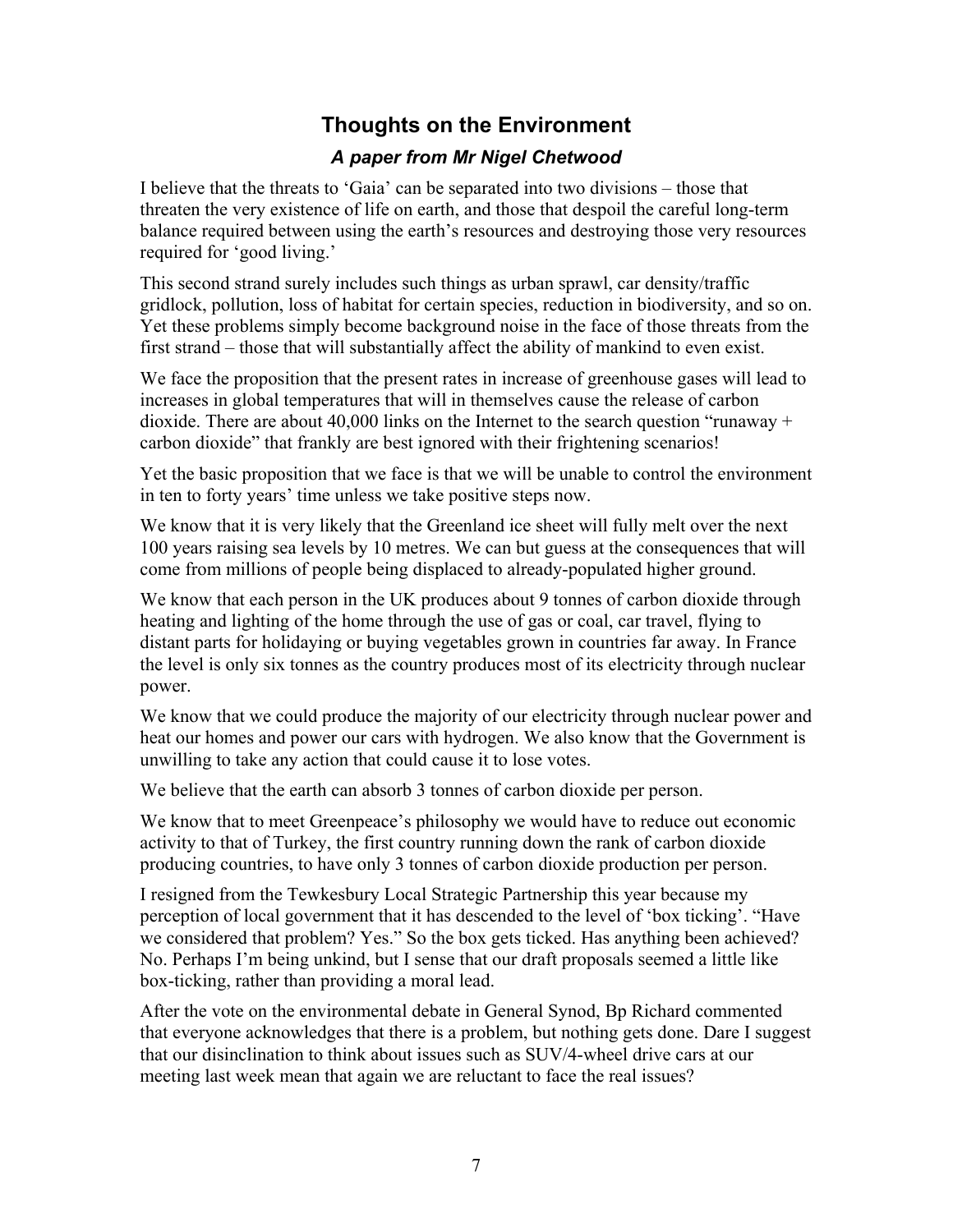## Thoughts on the Environment

### *A paper from Mr Nigel Chetwood*

I believe that the threats to 'Gaia' can be separated into two divisions – those that threaten the very existence of life on earth, and those that despoil the careful long-term balance required between using the earth's resources and destroying those very resources required for 'good living.'

This second strand surely includes such things as urban sprawl, car density/traffic gridlock, pollution, loss of habitat for certain species, reduction in biodiversity, and so on. Yet these problems simply become background noise in the face of those threats from the first strand – those that will substantially affect the ability of mankind to even exist.

We face the proposition that the present rates in increase of greenhouse gases will lead to increases in global temperatures that will in themselves cause the release of carbon dioxide. There are about 40,000 links on the Internet to the search question "runaway + carbon dioxide" that frankly are best ignored with their frightening scenarios!

Yet the basic proposition that we face is that we will be unable to control the environment in ten to forty years' time unless we take positive steps now.

We know that it is very likely that the Greenland ice sheet will fully melt over the next 100 years raising sea levels by 10 metres. We can but guess at the consequences that will come from millions of people being displaced to already-populated higher ground.

We know that each person in the UK produces about 9 tonnes of carbon dioxide through heating and lighting of the home through the use of gas or coal, car travel, flying to distant parts for holidaying or buying vegetables grown in countries far away. In France the level is only six tonnes as the country produces most of its electricity through nuclear power.

We know that we could produce the majority of our electricity through nuclear power and heat our homes and power our cars with hydrogen. We also know that the Government is unwilling to take any action that could cause it to lose votes.

We believe that the earth can absorb 3 tonnes of carbon dioxide per person.

We know that to meet Greenpeace's philosophy we would have to reduce out economic activity to that of Turkey, the first country running down the rank of carbon dioxide producing countries, to have only 3 tonnes of carbon dioxide production per person.

I resigned from the Tewkesbury Local Strategic Partnership this year because my perception of local government that it has descended to the level of 'box ticking'. "Have we considered that problem? Yes." So the box gets ticked. Has anything been achieved? No. Perhaps I'm being unkind, but I sense that our draft proposals seemed a little like box-ticking, rather than providing a moral lead.

After the vote on the environmental debate in General Synod, Bp Richard commented that everyone acknowledges that there is a problem, but nothing gets done. Dare I suggest that our disinclination to think about issues such as SUV/4-wheel drive cars at our meeting last week mean that again we are reluctant to face the real issues?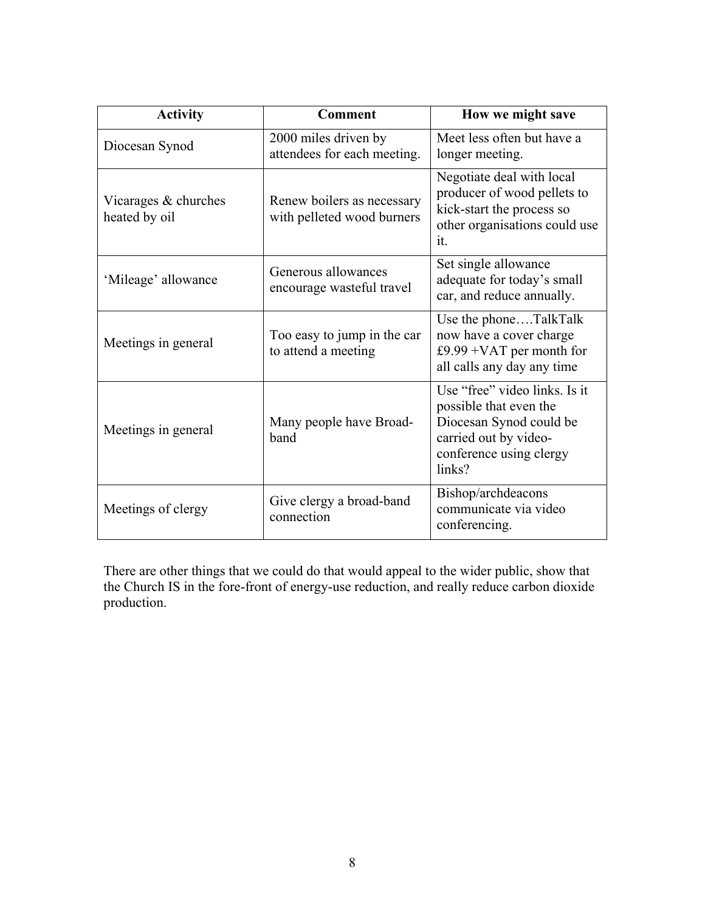| Activity | Comment | How we might save |
|---|---|---|
| Diocesan Synod | 2000 miles driven by attendees for each meeting. | Meet less often but have a longer meeting. |
| Vicarages & churches heated by oil | Renew boilers as necessary with pelleted wood burners | Negotiate deal with local producer of wood pellets to kick-start the process so other organisations could use it. |
| 'Mileage' allowance | Generous allowances encourage wasteful travel | Set single allowance adequate for today's small car, and reduce annually. |
| Meetings in general | Too easy to jump in the car to attend a meeting | Use the phone….TalkTalk now have a cover charge £9.99 +VAT per month for all calls any day any time |
| Meetings in general | Many people have Broad-band | Use "free" video links. Is it possible that even the Diocesan Synod could be carried out by video-conference using clergy links? |
| Meetings of clergy | Give clergy a broad-band connection | Bishop/archdeacons communicate via video conferencing. |

There are other things that we could do that would appeal to the wider public, show that the Church IS in the fore-front of energy-use reduction, and really reduce carbon dioxide production.